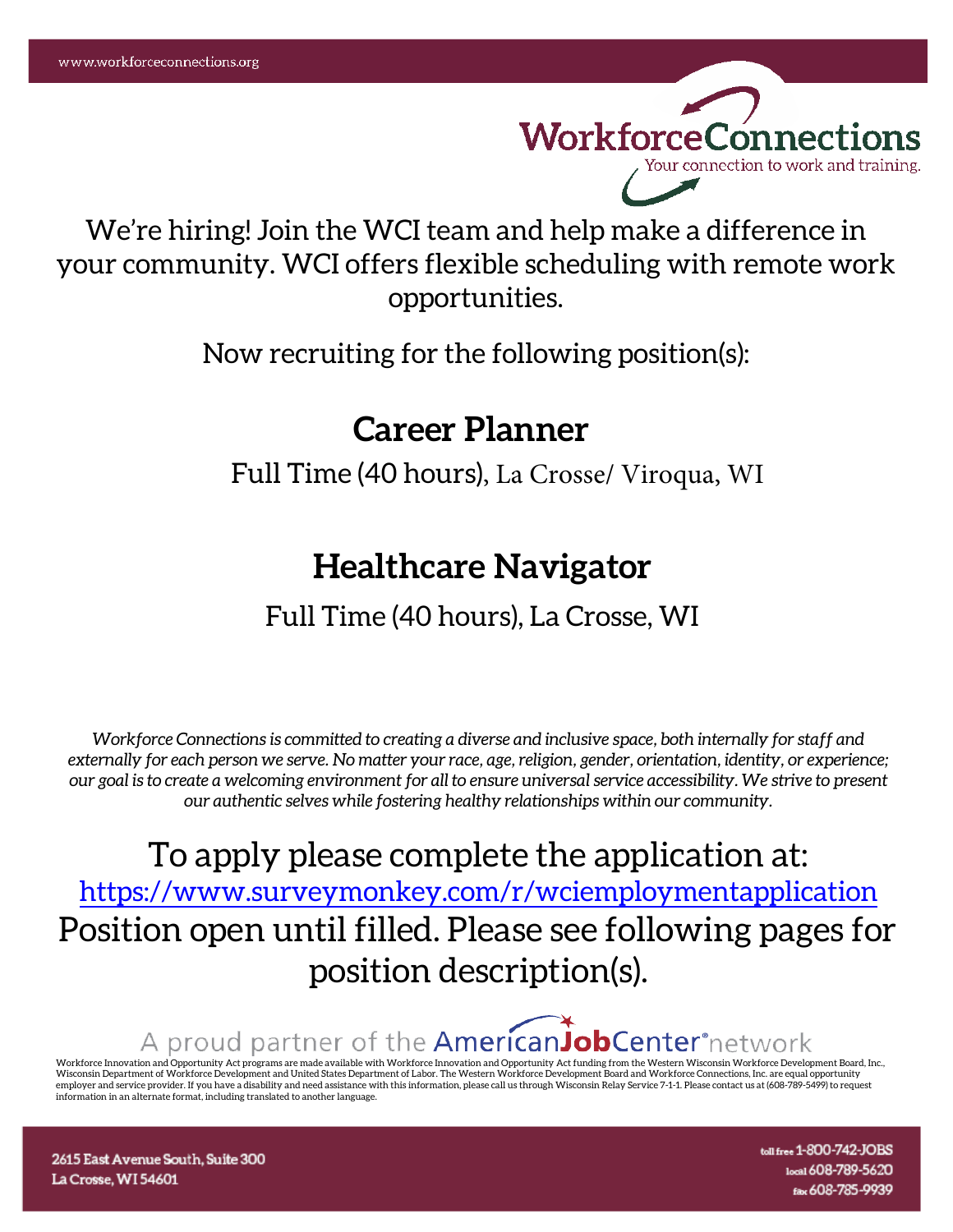www.workforceconnections.org

WorkforceConnections
Your connection to work and training.

We're hiring! Join the WCI team and help make a difference in your community. WCI offers flexible scheduling with remote work opportunities.

Now recruiting for the following position(s):

## Career Planner

Full Time (40 hours), La Crosse/ Viroqua, WI

## Healthcare Navigator

Full Time (40 hours), La Crosse, WI

*Workforce Connections is committed to creating a diverse and inclusive space, both internally for staff and externally for each person we serve. No matter your race, age, religion, gender, orientation, identity, or experience; our goal is to create a welcoming environment for all to ensure universal service accessibility. We strive to present our authentic selves while fostering healthy relationships within our community.*

To apply please complete the application at:
https://www.surveymonkey.com/r/wciemploymentapplication
Position open until filled. Please see following pages for position description(s).

A proud partner of the AmericanJobCenter® network

Workforce Innovation and Opportunity Act programs are made available with Workforce Innovation and Opportunity Act funding from the Western Wisconsin Workforce Development Board, Inc., Wisconsin Department of Workforce Development and United States Department of Labor. The Western Workforce Development Board and Workforce Connections, Inc. are equal opportunity employer and service provider. If you have a disability and need assistance with this information, please call us through Wisconsin Relay Service 7-1-1. Please contact us at (608-789-5499) to request information in an alternate format, including translated to another language.

2615 East Avenue South, Suite 300
La Crosse, WI 54601

toll free 1-800-742-JOBS
local 608-789-5620
fax 608-785-9939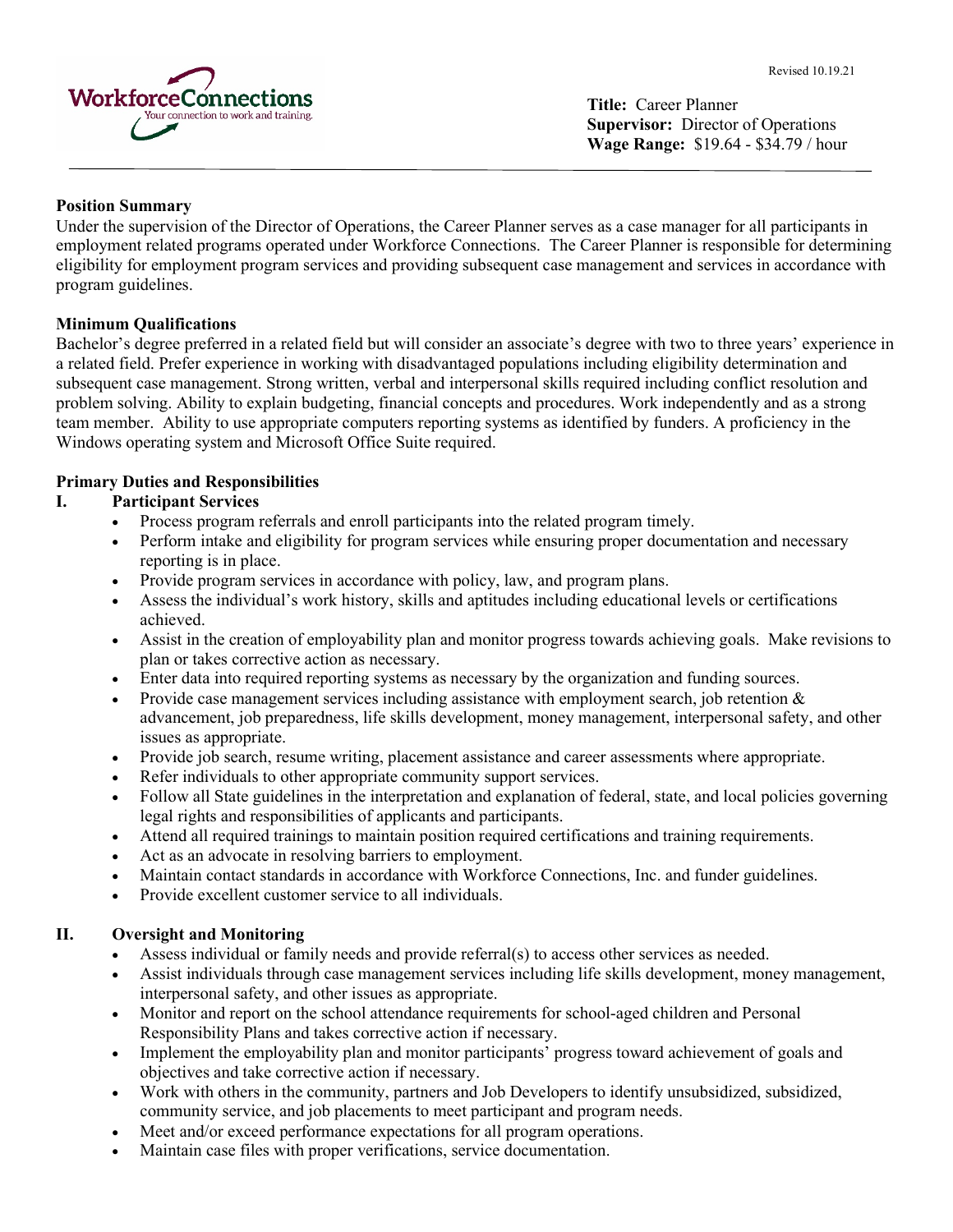Revised 10.19.21

WorkforceConnections
Your connection to work and training.

**Title:** Career Planner
**Supervisor:** Director of Operations
**Wage Range:** $19.64 - $34.79 / hour

---

**Position Summary**

Under the supervision of the Director of Operations, the Career Planner serves as a case manager for all participants in employment related programs operated under Workforce Connections. The Career Planner is responsible for determining eligibility for employment program services and providing subsequent case management and services in accordance with program guidelines.

**Minimum Qualifications**

Bachelor's degree preferred in a related field but will consider an associate's degree with two to three years' experience in a related field. Prefer experience in working with disadvantaged populations including eligibility determination and subsequent case management. Strong written, verbal and interpersonal skills required including conflict resolution and problem solving. Ability to explain budgeting, financial concepts and procedures. Work independently and as a strong team member. Ability to use appropriate computers reporting systems as identified by funders. A proficiency in the Windows operating system and Microsoft Office Suite required.

**Primary Duties and Responsibilities**

**I. Participant Services**

- Process program referrals and enroll participants into the related program timely.
- Perform intake and eligibility for program services while ensuring proper documentation and necessary reporting is in place.
- Provide program services in accordance with policy, law, and program plans.
- Assess the individual's work history, skills and aptitudes including educational levels or certifications achieved.
- Assist in the creation of employability plan and monitor progress towards achieving goals. Make revisions to plan or takes corrective action as necessary.
- Enter data into required reporting systems as necessary by the organization and funding sources.
- Provide case management services including assistance with employment search, job retention & advancement, job preparedness, life skills development, money management, interpersonal safety, and other issues as appropriate.
- Provide job search, resume writing, placement assistance and career assessments where appropriate.
- Refer individuals to other appropriate community support services.
- Follow all State guidelines in the interpretation and explanation of federal, state, and local policies governing legal rights and responsibilities of applicants and participants.
- Attend all required trainings to maintain position required certifications and training requirements.
- Act as an advocate in resolving barriers to employment.
- Maintain contact standards in accordance with Workforce Connections, Inc. and funder guidelines.
- Provide excellent customer service to all individuals.

**II. Oversight and Monitoring**

- Assess individual or family needs and provide referral(s) to access other services as needed.
- Assist individuals through case management services including life skills development, money management, interpersonal safety, and other issues as appropriate.
- Monitor and report on the school attendance requirements for school-aged children and Personal Responsibility Plans and takes corrective action if necessary.
- Implement the employability plan and monitor participants' progress toward achievement of goals and objectives and take corrective action if necessary.
- Work with others in the community, partners and Job Developers to identify unsubsidized, subsidized, community service, and job placements to meet participant and program needs.
- Meet and/or exceed performance expectations for all program operations.
- Maintain case files with proper verifications, service documentation.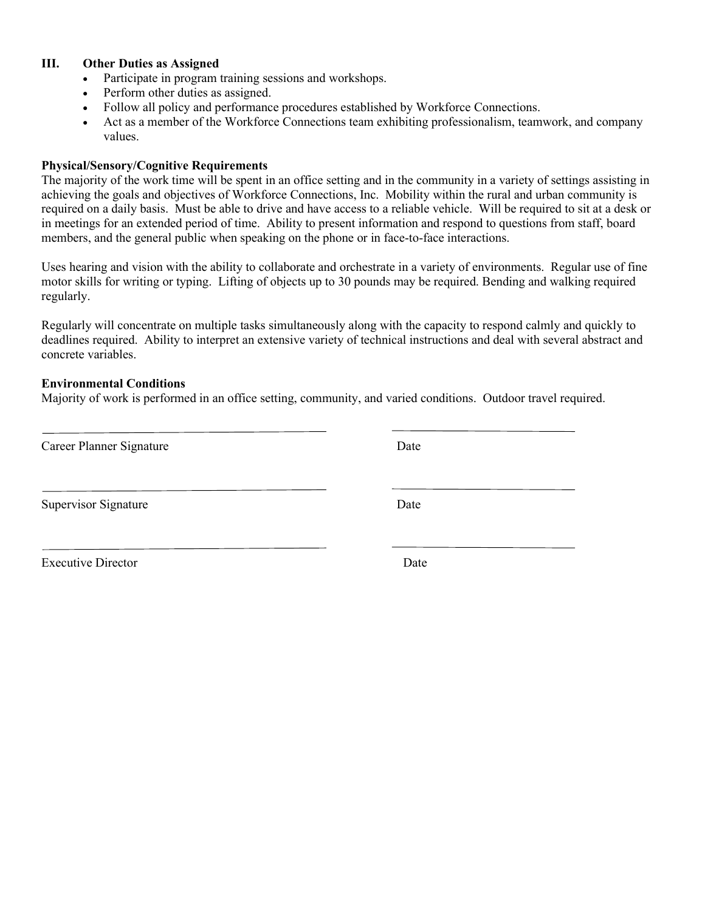### III. Other Duties as Assigned

- Participate in program training sessions and workshops.
- Perform other duties as assigned.
- Follow all policy and performance procedures established by Workforce Connections.
- Act as a member of the Workforce Connections team exhibiting professionalism, teamwork, and company values.

**Physical/Sensory/Cognitive Requirements**

The majority of the work time will be spent in an office setting and in the community in a variety of settings assisting in achieving the goals and objectives of Workforce Connections, Inc. Mobility within the rural and urban community is required on a daily basis. Must be able to drive and have access to a reliable vehicle. Will be required to sit at a desk or in meetings for an extended period of time. Ability to present information and respond to questions from staff, board members, and the general public when speaking on the phone or in face-to-face interactions.

Uses hearing and vision with the ability to collaborate and orchestrate in a variety of environments. Regular use of fine motor skills for writing or typing. Lifting of objects up to 30 pounds may be required. Bending and walking required regularly.

Regularly will concentrate on multiple tasks simultaneously along with the capacity to respond calmly and quickly to deadlines required. Ability to interpret an extensive variety of technical instructions and deal with several abstract and concrete variables.

**Environmental Conditions**

Majority of work is performed in an office setting, community, and varied conditions. Outdoor travel required.

______________________________ ______________________

Career Planner Signature Date

______________________________ ______________________

Supervisor Signature Date

______________________________ ______________________

Executive Director Date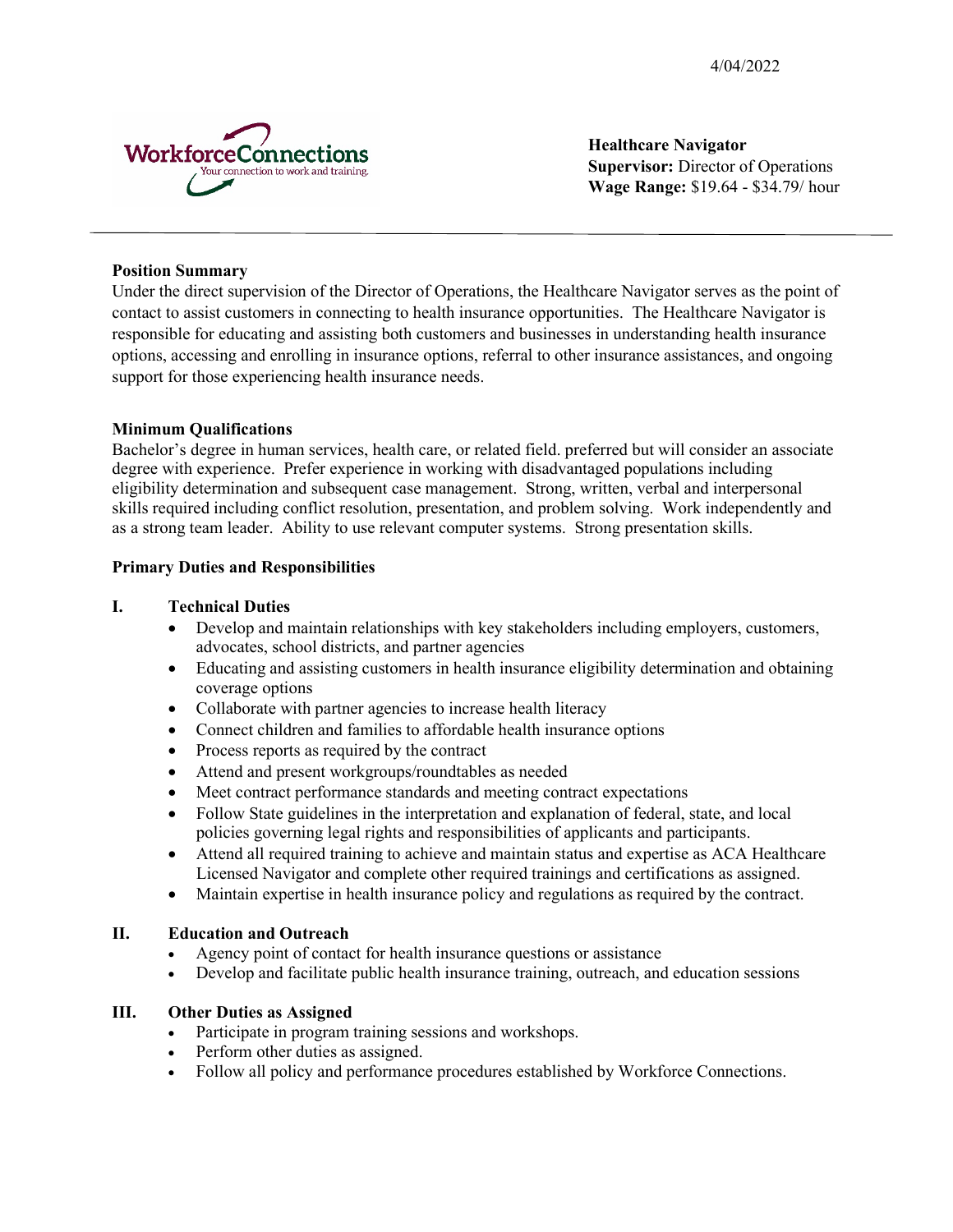4/04/2022

**Healthcare Navigator**
**Supervisor:** Director of Operations
**Wage Range:** $19.64 - $34.79/ hour

---

**Position Summary**

Under the direct supervision of the Director of Operations, the Healthcare Navigator serves as the point of contact to assist customers in connecting to health insurance opportunities. The Healthcare Navigator is responsible for educating and assisting both customers and businesses in understanding health insurance options, accessing and enrolling in insurance options, referral to other insurance assistances, and ongoing support for those experiencing health insurance needs.

**Minimum Qualifications**

Bachelor's degree in human services, health care, or related field. preferred but will consider an associate degree with experience. Prefer experience in working with disadvantaged populations including eligibility determination and subsequent case management. Strong, written, verbal and interpersonal skills required including conflict resolution, presentation, and problem solving. Work independently and as a strong team leader. Ability to use relevant computer systems. Strong presentation skills.

**Primary Duties and Responsibilities**

**I. Technical Duties**

- Develop and maintain relationships with key stakeholders including employers, customers, advocates, school districts, and partner agencies
- Educating and assisting customers in health insurance eligibility determination and obtaining coverage options
- Collaborate with partner agencies to increase health literacy
- Connect children and families to affordable health insurance options
- Process reports as required by the contract
- Attend and present workgroups/roundtables as needed
- Meet contract performance standards and meeting contract expectations
- Follow State guidelines in the interpretation and explanation of federal, state, and local policies governing legal rights and responsibilities of applicants and participants.
- Attend all required training to achieve and maintain status and expertise as ACA Healthcare Licensed Navigator and complete other required trainings and certifications as assigned.
- Maintain expertise in health insurance policy and regulations as required by the contract.

**II. Education and Outreach**

- Agency point of contact for health insurance questions or assistance
- Develop and facilitate public health insurance training, outreach, and education sessions

**III. Other Duties as Assigned**

- Participate in program training sessions and workshops.
- Perform other duties as assigned.
- Follow all policy and performance procedures established by Workforce Connections.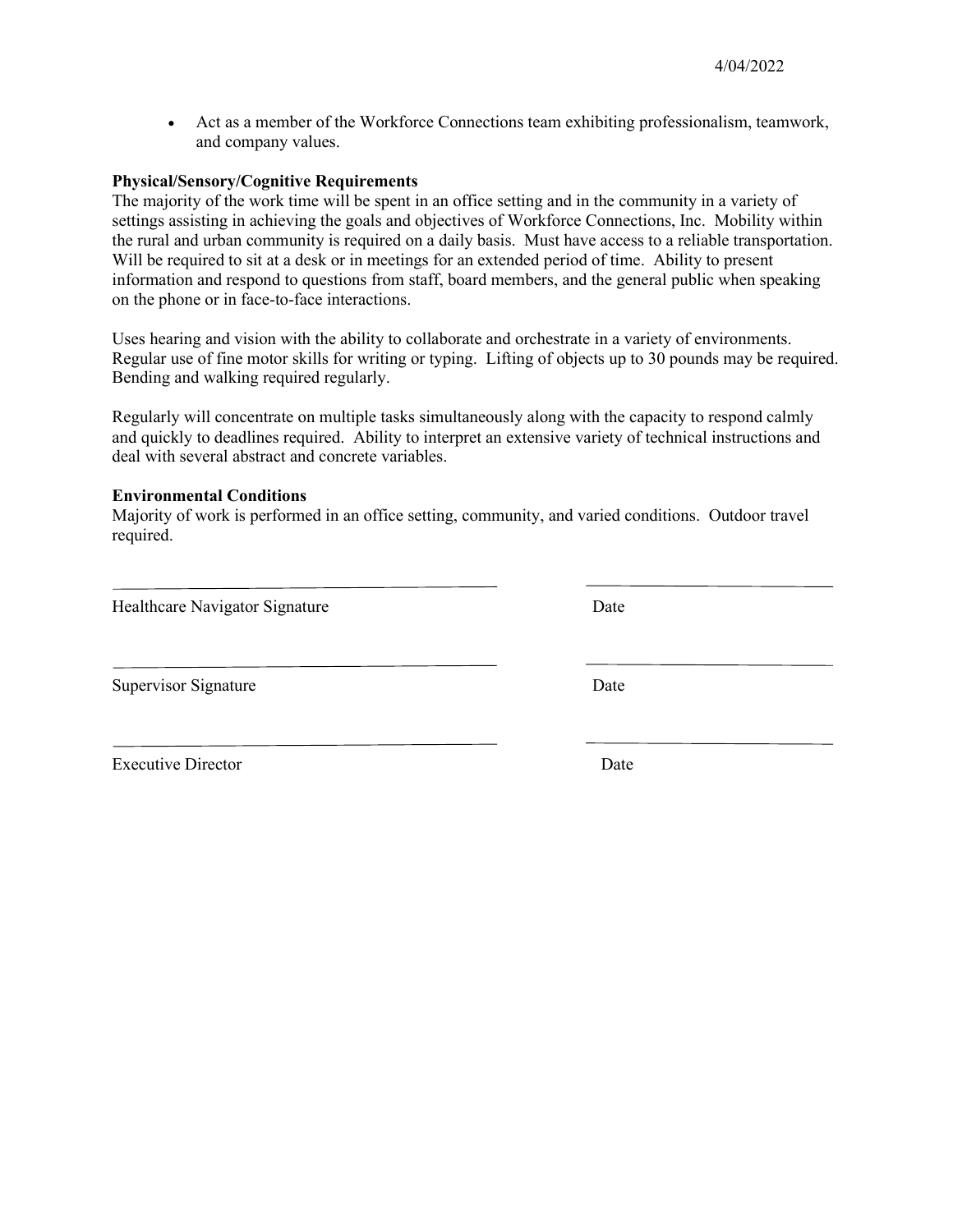- Act as a member of the Workforce Connections team exhibiting professionalism, teamwork, and company values.

**Physical/Sensory/Cognitive Requirements**

The majority of the work time will be spent in an office setting and in the community in a variety of settings assisting in achieving the goals and objectives of Workforce Connections, Inc. Mobility within the rural and urban community is required on a daily basis. Must have access to a reliable transportation. Will be required to sit at a desk or in meetings for an extended period of time. Ability to present information and respond to questions from staff, board members, and the general public when speaking on the phone or in face-to-face interactions.

Uses hearing and vision with the ability to collaborate and orchestrate in a variety of environments. Regular use of fine motor skills for writing or typing. Lifting of objects up to 30 pounds may be required. Bending and walking required regularly.

Regularly will concentrate on multiple tasks simultaneously along with the capacity to respond calmly and quickly to deadlines required. Ability to interpret an extensive variety of technical instructions and deal with several abstract and concrete variables.

**Environmental Conditions**

Majority of work is performed in an office setting, community, and varied conditions. Outdoor travel required.

_______________________________________ _______________________

Healthcare Navigator Signature Date

_______________________________________ _______________________

Supervisor Signature Date

_______________________________________ _______________________

Executive Director Date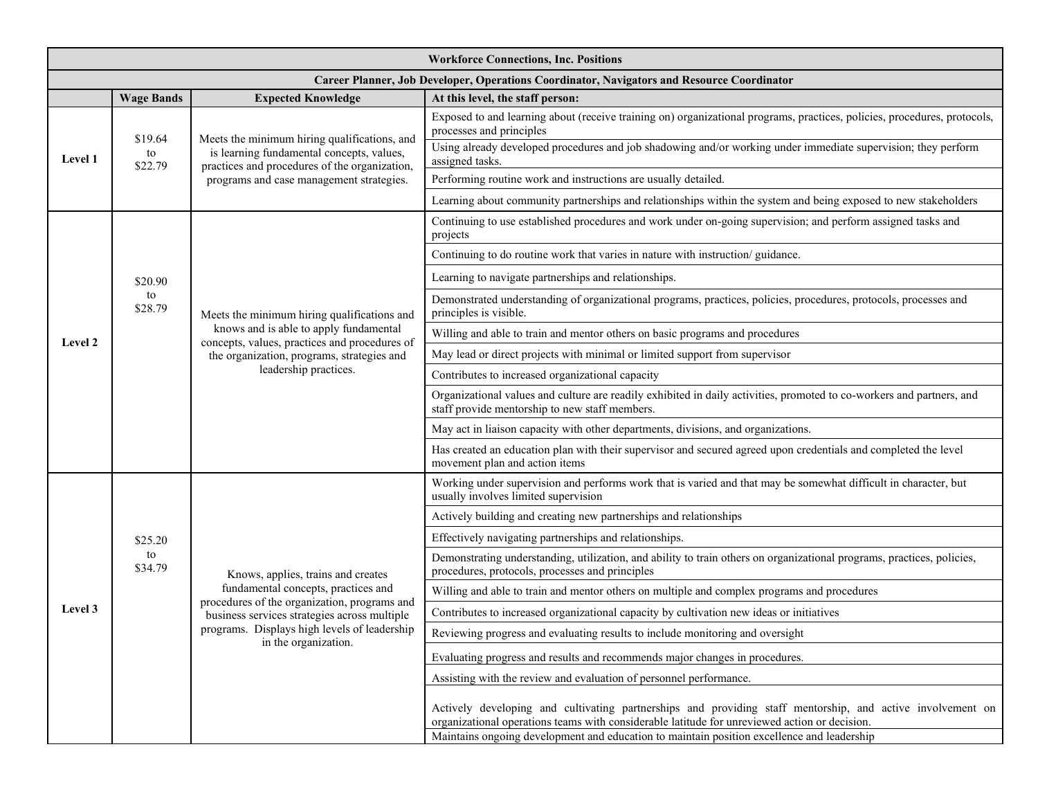| Workforce Connections, Inc. Positions | | | |
|---|---|---|---|
| **Career Planner, Job Developer, Operations Coordinator, Navigators and Resource Coordinator** | | | |
| | **Wage Bands** | **Expected Knowledge** | **At this level, the staff person:** |
| **Level 1** | $19.64 to $22.79 | Meets the minimum hiring qualifications, and is learning fundamental concepts, values, practices and procedures of the organization, programs and case management strategies. | Exposed to and learning about (receive training on) organizational programs, practices, policies, procedures, protocols, processes and principles |
| | | | Using already developed procedures and job shadowing and/or working under immediate supervision; they perform assigned tasks. |
| | | | Performing routine work and instructions are usually detailed. |
| | | | Learning about community partnerships and relationships within the system and being exposed to new stakeholders |
| **Level 2** | $20.90 to $28.79 | Meets the minimum hiring qualifications and knows and is able to apply fundamental concepts, values, practices and procedures of the organization, programs, strategies and leadership practices. | Continuing to use established procedures and work under on-going supervision; and perform assigned tasks and projects |
| | | | Continuing to do routine work that varies in nature with instruction/ guidance. |
| | | | Learning to navigate partnerships and relationships. |
| | | | Demonstrated understanding of organizational programs, practices, policies, procedures, protocols, processes and principles is visible. |
| | | | Willing and able to train and mentor others on basic programs and procedures |
| | | | May lead or direct projects with minimal or limited support from supervisor |
| | | | Contributes to increased organizational capacity |
| | | | Organizational values and culture are readily exhibited in daily activities, promoted to co-workers and partners, and staff provide mentorship to new staff members. |
| | | | May act in liaison capacity with other departments, divisions, and organizations. |
| | | | Has created an education plan with their supervisor and secured agreed upon credentials and completed the level movement plan and action items |
| **Level 3** | $25.20 to $34.79 | Knows, applies, trains and creates fundamental concepts, practices and procedures of the organization, programs and business services strategies across multiple programs. Displays high levels of leadership in the organization. | Working under supervision and performs work that is varied and that may be somewhat difficult in character, but usually involves limited supervision |
| | | | Actively building and creating new partnerships and relationships |
| | | | Effectively navigating partnerships and relationships. |
| | | | Demonstrating understanding, utilization, and ability to train others on organizational programs, practices, policies, procedures, protocols, processes and principles |
| | | | Willing and able to train and mentor others on multiple and complex programs and procedures |
| | | | Contributes to increased organizational capacity by cultivation new ideas or initiatives |
| | | | Reviewing progress and evaluating results to include monitoring and oversight |
| | | | Evaluating progress and results and recommends major changes in procedures. |
| | | | Assisting with the review and evaluation of personnel performance. |
| | | | Actively developing and cultivating partnerships and providing staff mentorship, and active involvement on organizational operations teams with considerable latitude for unreviewed action or decision. |
| | | | Maintains ongoing development and education to maintain position excellence and leadership |